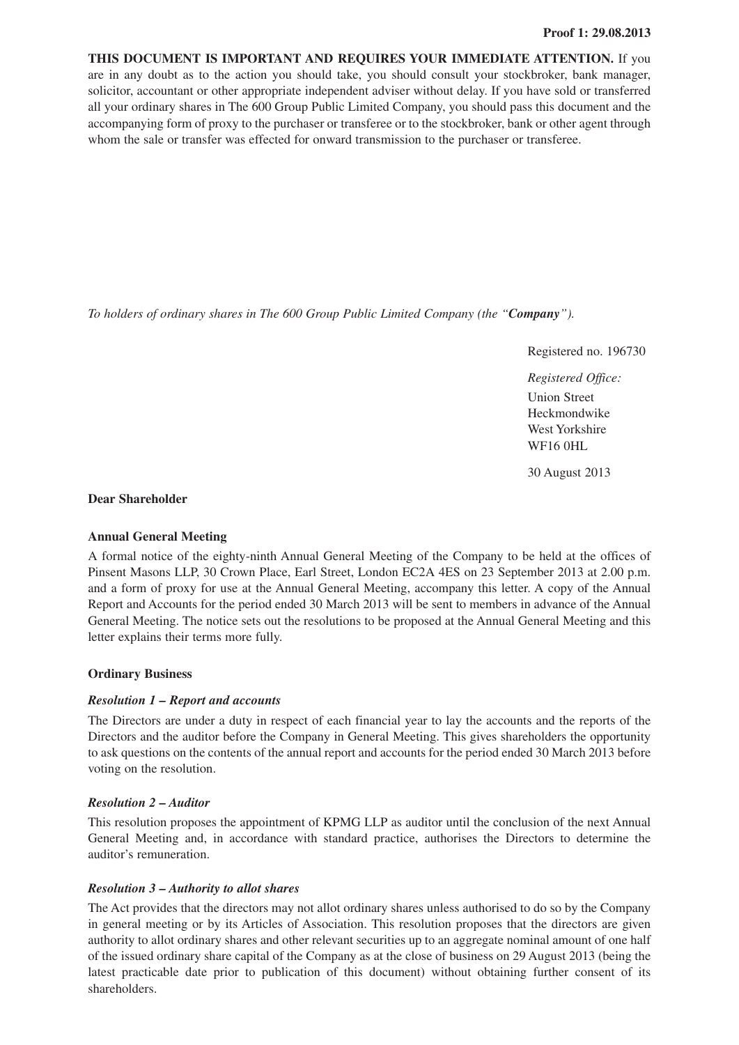**THIS DOCUMENT IS IMPORTANT AND REQUIRES YOUR IMMEDIATE ATTENTION.** If you are in any doubt as to the action you should take, you should consult your stockbroker, bank manager, solicitor, accountant or other appropriate independent adviser without delay. If you have sold or transferred all your ordinary shares in The 600 Group Public Limited Company, you should pass this document and the accompanying form of proxy to the purchaser or transferee or to the stockbroker, bank or other agent through whom the sale or transfer was effected for onward transmission to the purchaser or transferee.

*To holders of ordinary shares in The 600 Group Public Limited Company (the "**Company**").*

Registered no. 196730

*Registered Office:*
Union Street
Heckmondwike
West Yorkshire
WF16 0HL

30 August 2013

**Dear Shareholder**

**Annual General Meeting**

A formal notice of the eighty-ninth Annual General Meeting of the Company to be held at the offices of Pinsent Masons LLP, 30 Crown Place, Earl Street, London EC2A 4ES on 23 September 2013 at 2.00 p.m. and a form of proxy for use at the Annual General Meeting, accompany this letter. A copy of the Annual Report and Accounts for the period ended 30 March 2013 will be sent to members in advance of the Annual General Meeting. The notice sets out the resolutions to be proposed at the Annual General Meeting and this letter explains their terms more fully.

**Ordinary Business**

***Resolution 1 – Report and accounts***

The Directors are under a duty in respect of each financial year to lay the accounts and the reports of the Directors and the auditor before the Company in General Meeting. This gives shareholders the opportunity to ask questions on the contents of the annual report and accounts for the period ended 30 March 2013 before voting on the resolution.

***Resolution 2 – Auditor***

This resolution proposes the appointment of KPMG LLP as auditor until the conclusion of the next Annual General Meeting and, in accordance with standard practice, authorises the Directors to determine the auditor's remuneration.

***Resolution 3 – Authority to allot shares***

The Act provides that the directors may not allot ordinary shares unless authorised to do so by the Company in general meeting or by its Articles of Association. This resolution proposes that the directors are given authority to allot ordinary shares and other relevant securities up to an aggregate nominal amount of one half of the issued ordinary share capital of the Company as at the close of business on 29 August 2013 (being the latest practicable date prior to publication of this document) without obtaining further consent of its shareholders.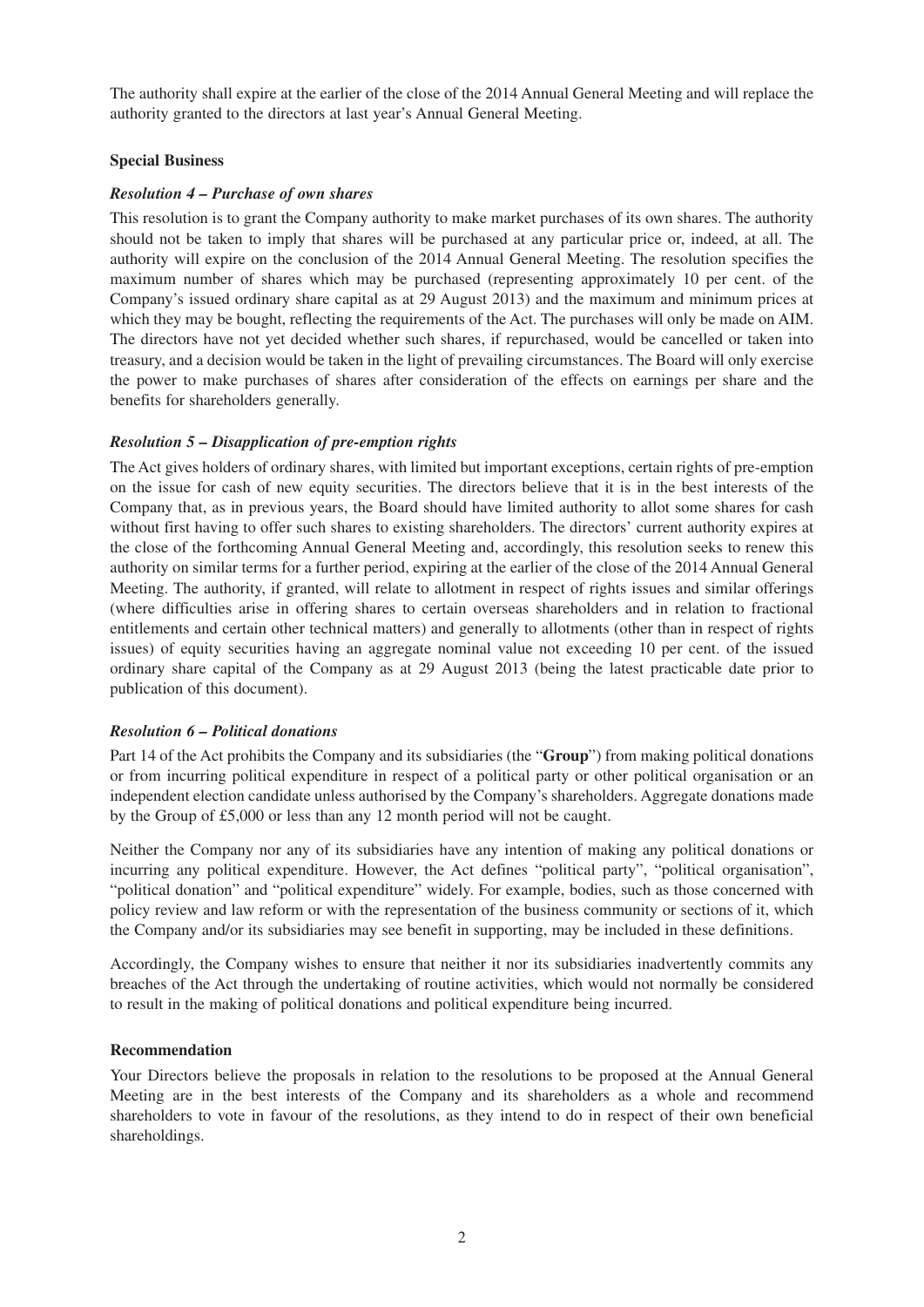The authority shall expire at the earlier of the close of the 2014 Annual General Meeting and will replace the authority granted to the directors at last year's Annual General Meeting.

## Special Business

### *Resolution 4 – Purchase of own shares*

This resolution is to grant the Company authority to make market purchases of its own shares. The authority should not be taken to imply that shares will be purchased at any particular price or, indeed, at all. The authority will expire on the conclusion of the 2014 Annual General Meeting. The resolution specifies the maximum number of shares which may be purchased (representing approximately 10 per cent. of the Company's issued ordinary share capital as at 29 August 2013) and the maximum and minimum prices at which they may be bought, reflecting the requirements of the Act. The purchases will only be made on AIM. The directors have not yet decided whether such shares, if repurchased, would be cancelled or taken into treasury, and a decision would be taken in the light of prevailing circumstances. The Board will only exercise the power to make purchases of shares after consideration of the effects on earnings per share and the benefits for shareholders generally.

### *Resolution 5 – Disapplication of pre-emption rights*

The Act gives holders of ordinary shares, with limited but important exceptions, certain rights of pre-emption on the issue for cash of new equity securities. The directors believe that it is in the best interests of the Company that, as in previous years, the Board should have limited authority to allot some shares for cash without first having to offer such shares to existing shareholders. The directors' current authority expires at the close of the forthcoming Annual General Meeting and, accordingly, this resolution seeks to renew this authority on similar terms for a further period, expiring at the earlier of the close of the 2014 Annual General Meeting. The authority, if granted, will relate to allotment in respect of rights issues and similar offerings (where difficulties arise in offering shares to certain overseas shareholders and in relation to fractional entitlements and certain other technical matters) and generally to allotments (other than in respect of rights issues) of equity securities having an aggregate nominal value not exceeding 10 per cent. of the issued ordinary share capital of the Company as at 29 August 2013 (being the latest practicable date prior to publication of this document).

### *Resolution 6 – Political donations*

Part 14 of the Act prohibits the Company and its subsidiaries (the "**Group**") from making political donations or from incurring political expenditure in respect of a political party or other political organisation or an independent election candidate unless authorised by the Company's shareholders. Aggregate donations made by the Group of £5,000 or less than any 12 month period will not be caught.

Neither the Company nor any of its subsidiaries have any intention of making any political donations or incurring any political expenditure. However, the Act defines "political party", "political organisation", "political donation" and "political expenditure" widely. For example, bodies, such as those concerned with policy review and law reform or with the representation of the business community or sections of it, which the Company and/or its subsidiaries may see benefit in supporting, may be included in these definitions.

Accordingly, the Company wishes to ensure that neither it nor its subsidiaries inadvertently commits any breaches of the Act through the undertaking of routine activities, which would not normally be considered to result in the making of political donations and political expenditure being incurred.

## Recommendation

Your Directors believe the proposals in relation to the resolutions to be proposed at the Annual General Meeting are in the best interests of the Company and its shareholders as a whole and recommend shareholders to vote in favour of the resolutions, as they intend to do in respect of their own beneficial shareholdings.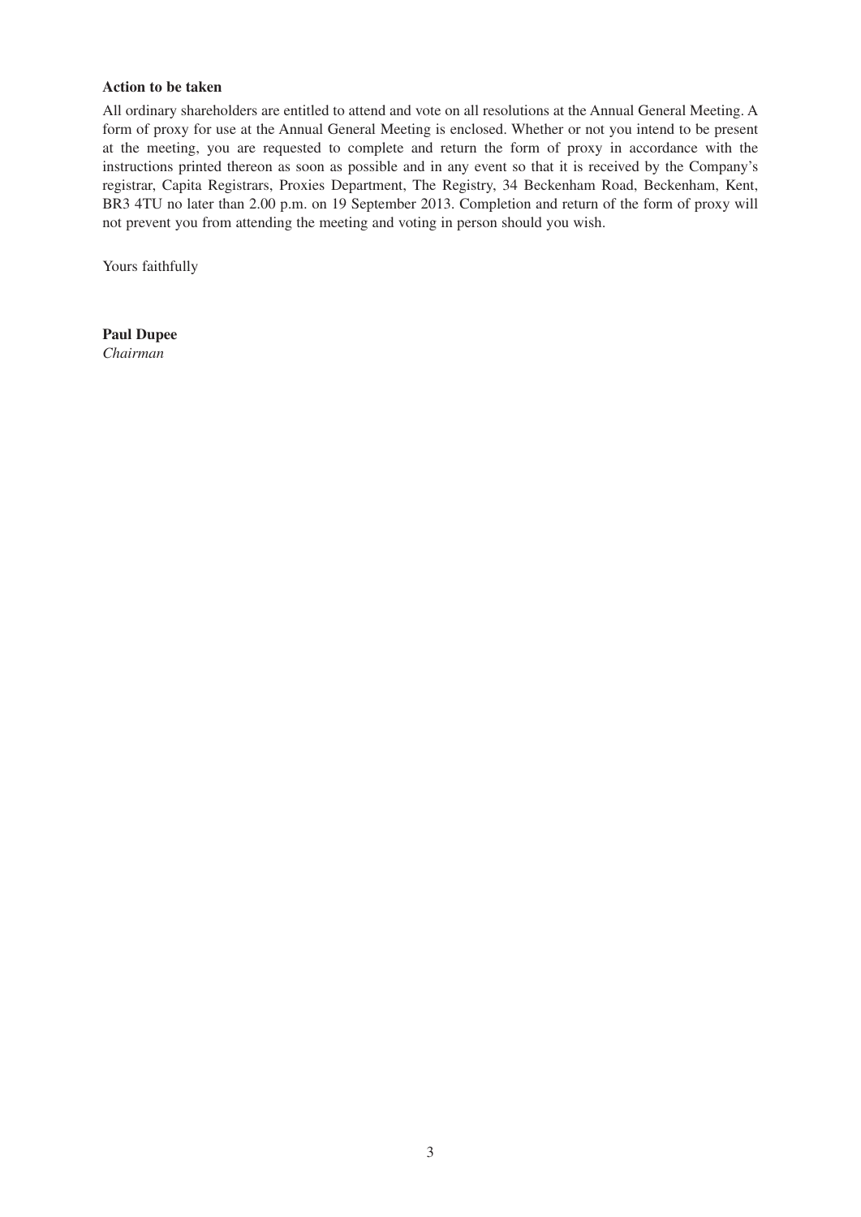**Action to be taken**

All ordinary shareholders are entitled to attend and vote on all resolutions at the Annual General Meeting. A form of proxy for use at the Annual General Meeting is enclosed. Whether or not you intend to be present at the meeting, you are requested to complete and return the form of proxy in accordance with the instructions printed thereon as soon as possible and in any event so that it is received by the Company's registrar, Capita Registrars, Proxies Department, The Registry, 34 Beckenham Road, Beckenham, Kent, BR3 4TU no later than 2.00 p.m. on 19 September 2013. Completion and return of the form of proxy will not prevent you from attending the meeting and voting in person should you wish.

Yours faithfully

**Paul Dupee**
*Chairman*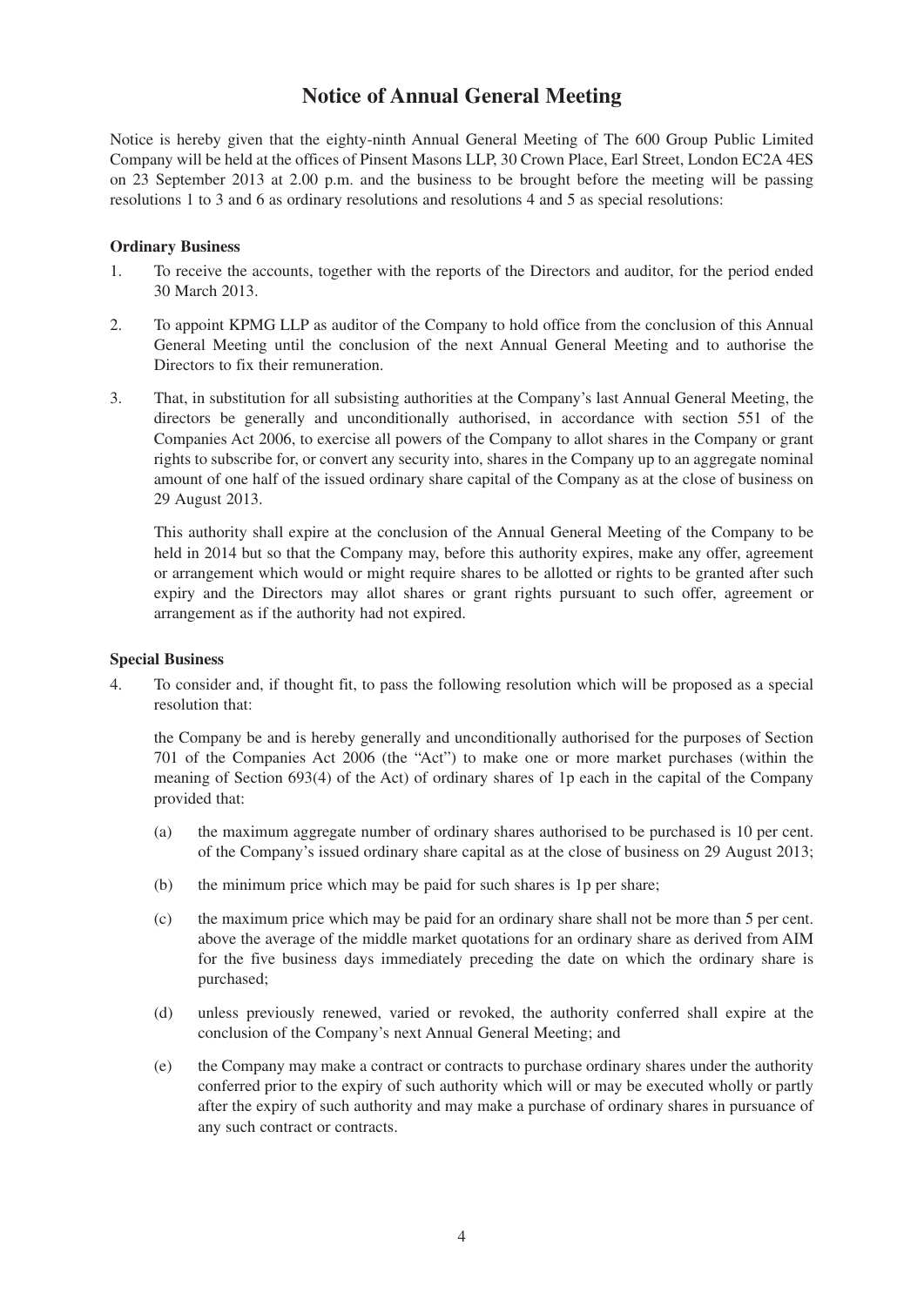# Notice of Annual General Meeting

Notice is hereby given that the eighty-ninth Annual General Meeting of The 600 Group Public Limited Company will be held at the offices of Pinsent Masons LLP, 30 Crown Place, Earl Street, London EC2A 4ES on 23 September 2013 at 2.00 p.m. and the business to be brought before the meeting will be passing resolutions 1 to 3 and 6 as ordinary resolutions and resolutions 4 and 5 as special resolutions:

**Ordinary Business**

1. To receive the accounts, together with the reports of the Directors and auditor, for the period ended 30 March 2013.

2. To appoint KPMG LLP as auditor of the Company to hold office from the conclusion of this Annual General Meeting until the conclusion of the next Annual General Meeting and to authorise the Directors to fix their remuneration.

3. That, in substitution for all subsisting authorities at the Company's last Annual General Meeting, the directors be generally and unconditionally authorised, in accordance with section 551 of the Companies Act 2006, to exercise all powers of the Company to allot shares in the Company or grant rights to subscribe for, or convert any security into, shares in the Company up to an aggregate nominal amount of one half of the issued ordinary share capital of the Company as at the close of business on 29 August 2013.

   This authority shall expire at the conclusion of the Annual General Meeting of the Company to be held in 2014 but so that the Company may, before this authority expires, make any offer, agreement or arrangement which would or might require shares to be allotted or rights to be granted after such expiry and the Directors may allot shares or grant rights pursuant to such offer, agreement or arrangement as if the authority had not expired.

**Special Business**

4. To consider and, if thought fit, to pass the following resolution which will be proposed as a special resolution that:

   the Company be and is hereby generally and unconditionally authorised for the purposes of Section 701 of the Companies Act 2006 (the "Act") to make one or more market purchases (within the meaning of Section 693(4) of the Act) of ordinary shares of 1p each in the capital of the Company provided that:

   (a) the maximum aggregate number of ordinary shares authorised to be purchased is 10 per cent. of the Company's issued ordinary share capital as at the close of business on 29 August 2013;

   (b) the minimum price which may be paid for such shares is 1p per share;

   (c) the maximum price which may be paid for an ordinary share shall not be more than 5 per cent. above the average of the middle market quotations for an ordinary share as derived from AIM for the five business days immediately preceding the date on which the ordinary share is purchased;

   (d) unless previously renewed, varied or revoked, the authority conferred shall expire at the conclusion of the Company's next Annual General Meeting; and

   (e) the Company may make a contract or contracts to purchase ordinary shares under the authority conferred prior to the expiry of such authority which will or may be executed wholly or partly after the expiry of such authority and may make a purchase of ordinary shares in pursuance of any such contract or contracts.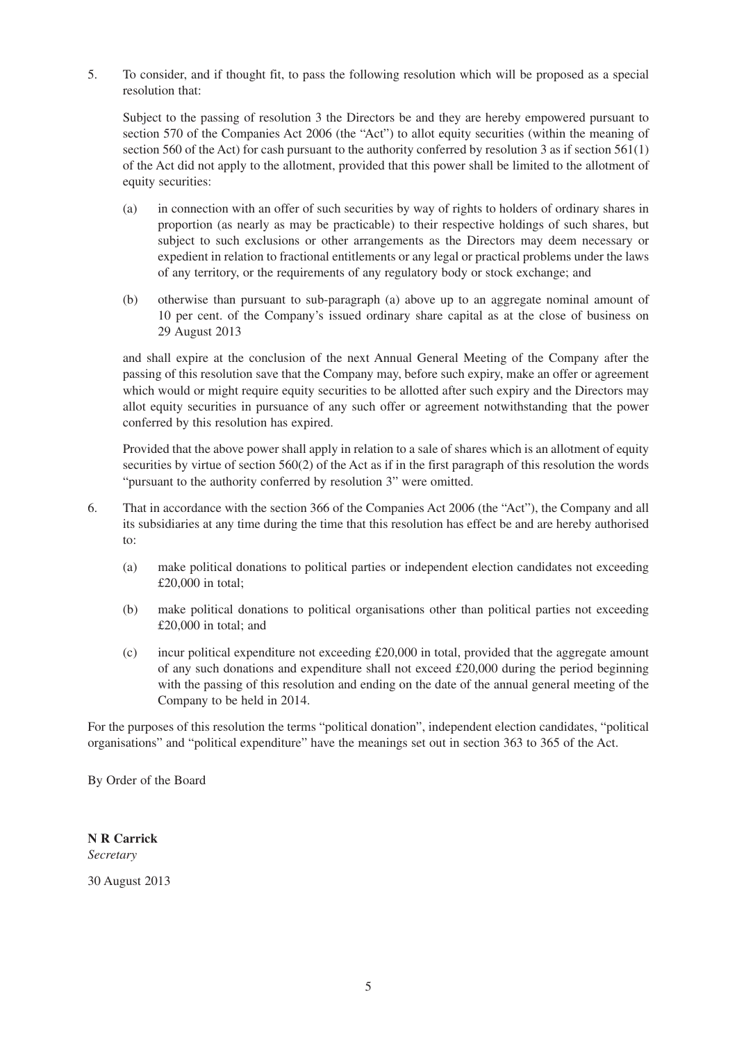5. To consider, and if thought fit, to pass the following resolution which will be proposed as a special resolution that:

   Subject to the passing of resolution 3 the Directors be and they are hereby empowered pursuant to section 570 of the Companies Act 2006 (the "Act") to allot equity securities (within the meaning of section 560 of the Act) for cash pursuant to the authority conferred by resolution 3 as if section 561(1) of the Act did not apply to the allotment, provided that this power shall be limited to the allotment of equity securities:

   (a) in connection with an offer of such securities by way of rights to holders of ordinary shares in proportion (as nearly as may be practicable) to their respective holdings of such shares, but subject to such exclusions or other arrangements as the Directors may deem necessary or expedient in relation to fractional entitlements or any legal or practical problems under the laws of any territory, or the requirements of any regulatory body or stock exchange; and

   (b) otherwise than pursuant to sub-paragraph (a) above up to an aggregate nominal amount of 10 per cent. of the Company's issued ordinary share capital as at the close of business on 29 August 2013

   and shall expire at the conclusion of the next Annual General Meeting of the Company after the passing of this resolution save that the Company may, before such expiry, make an offer or agreement which would or might require equity securities to be allotted after such expiry and the Directors may allot equity securities in pursuance of any such offer or agreement notwithstanding that the power conferred by this resolution has expired.

   Provided that the above power shall apply in relation to a sale of shares which is an allotment of equity securities by virtue of section 560(2) of the Act as if in the first paragraph of this resolution the words "pursuant to the authority conferred by resolution 3" were omitted.

6. That in accordance with the section 366 of the Companies Act 2006 (the "Act"), the Company and all its subsidiaries at any time during the time that this resolution has effect be and are hereby authorised to:

   (a) make political donations to political parties or independent election candidates not exceeding £20,000 in total;

   (b) make political donations to political organisations other than political parties not exceeding £20,000 in total; and

   (c) incur political expenditure not exceeding £20,000 in total, provided that the aggregate amount of any such donations and expenditure shall not exceed £20,000 during the period beginning with the passing of this resolution and ending on the date of the annual general meeting of the Company to be held in 2014.

For the purposes of this resolution the terms "political donation", independent election candidates, "political organisations" and "political expenditure" have the meanings set out in section 363 to 365 of the Act.

By Order of the Board

**N R Carrick**
*Secretary*

30 August 2013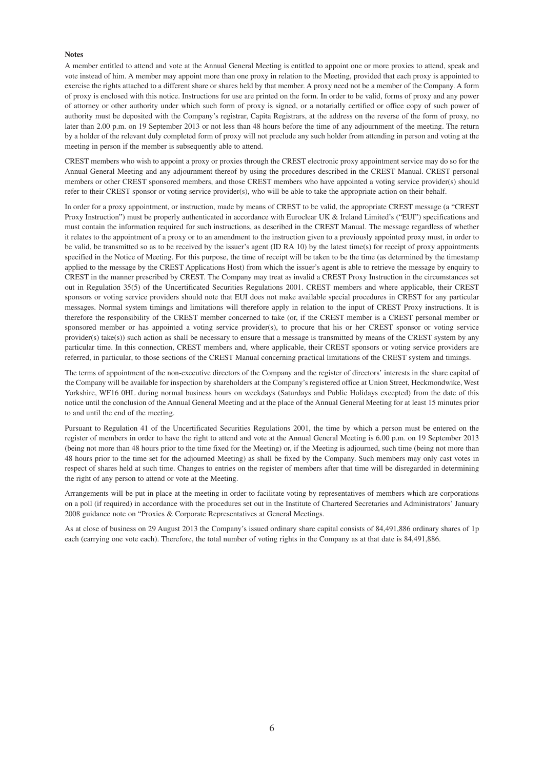**Notes**

A member entitled to attend and vote at the Annual General Meeting is entitled to appoint one or more proxies to attend, speak and vote instead of him. A member may appoint more than one proxy in relation to the Meeting, provided that each proxy is appointed to exercise the rights attached to a different share or shares held by that member. A proxy need not be a member of the Company. A form of proxy is enclosed with this notice. Instructions for use are printed on the form. In order to be valid, forms of proxy and any power of attorney or other authority under which such form of proxy is signed, or a notarially certified or office copy of such power of authority must be deposited with the Company's registrar, Capita Registrars, at the address on the reverse of the form of proxy, no later than 2.00 p.m. on 19 September 2013 or not less than 48 hours before the time of any adjournment of the meeting. The return by a holder of the relevant duly completed form of proxy will not preclude any such holder from attending in person and voting at the meeting in person if the member is subsequently able to attend.

CREST members who wish to appoint a proxy or proxies through the CREST electronic proxy appointment service may do so for the Annual General Meeting and any adjournment thereof by using the procedures described in the CREST Manual. CREST personal members or other CREST sponsored members, and those CREST members who have appointed a voting service provider(s) should refer to their CREST sponsor or voting service provider(s), who will be able to take the appropriate action on their behalf.

In order for a proxy appointment, or instruction, made by means of CREST to be valid, the appropriate CREST message (a "CREST Proxy Instruction") must be properly authenticated in accordance with Euroclear UK & Ireland Limited's ("EUI") specifications and must contain the information required for such instructions, as described in the CREST Manual. The message regardless of whether it relates to the appointment of a proxy or to an amendment to the instruction given to a previously appointed proxy must, in order to be valid, be transmitted so as to be received by the issuer's agent (ID RA 10) by the latest time(s) for receipt of proxy appointments specified in the Notice of Meeting. For this purpose, the time of receipt will be taken to be the time (as determined by the timestamp applied to the message by the CREST Applications Host) from which the issuer's agent is able to retrieve the message by enquiry to CREST in the manner prescribed by CREST. The Company may treat as invalid a CREST Proxy Instruction in the circumstances set out in Regulation 35(5) of the Uncertificated Securities Regulations 2001. CREST members and where applicable, their CREST sponsors or voting service providers should note that EUI does not make available special procedures in CREST for any particular messages. Normal system timings and limitations will therefore apply in relation to the input of CREST Proxy instructions. It is therefore the responsibility of the CREST member concerned to take (or, if the CREST member is a CREST personal member or sponsored member or has appointed a voting service provider(s), to procure that his or her CREST sponsor or voting service provider(s) take(s)) such action as shall be necessary to ensure that a message is transmitted by means of the CREST system by any particular time. In this connection, CREST members and, where applicable, their CREST sponsors or voting service providers are referred, in particular, to those sections of the CREST Manual concerning practical limitations of the CREST system and timings.

The terms of appointment of the non-executive directors of the Company and the register of directors' interests in the share capital of the Company will be available for inspection by shareholders at the Company's registered office at Union Street, Heckmondwike, West Yorkshire, WF16 0HL during normal business hours on weekdays (Saturdays and Public Holidays excepted) from the date of this notice until the conclusion of the Annual General Meeting and at the place of the Annual General Meeting for at least 15 minutes prior to and until the end of the meeting.

Pursuant to Regulation 41 of the Uncertificated Securities Regulations 2001, the time by which a person must be entered on the register of members in order to have the right to attend and vote at the Annual General Meeting is 6.00 p.m. on 19 September 2013 (being not more than 48 hours prior to the time fixed for the Meeting) or, if the Meeting is adjourned, such time (being not more than 48 hours prior to the time set for the adjourned Meeting) as shall be fixed by the Company. Such members may only cast votes in respect of shares held at such time. Changes to entries on the register of members after that time will be disregarded in determining the right of any person to attend or vote at the Meeting.

Arrangements will be put in place at the meeting in order to facilitate voting by representatives of members which are corporations on a poll (if required) in accordance with the procedures set out in the Institute of Chartered Secretaries and Administrators' January 2008 guidance note on "Proxies & Corporate Representatives at General Meetings.

As at close of business on 29 August 2013 the Company's issued ordinary share capital consists of 84,491,886 ordinary shares of 1p each (carrying one vote each). Therefore, the total number of voting rights in the Company as at that date is 84,491,886.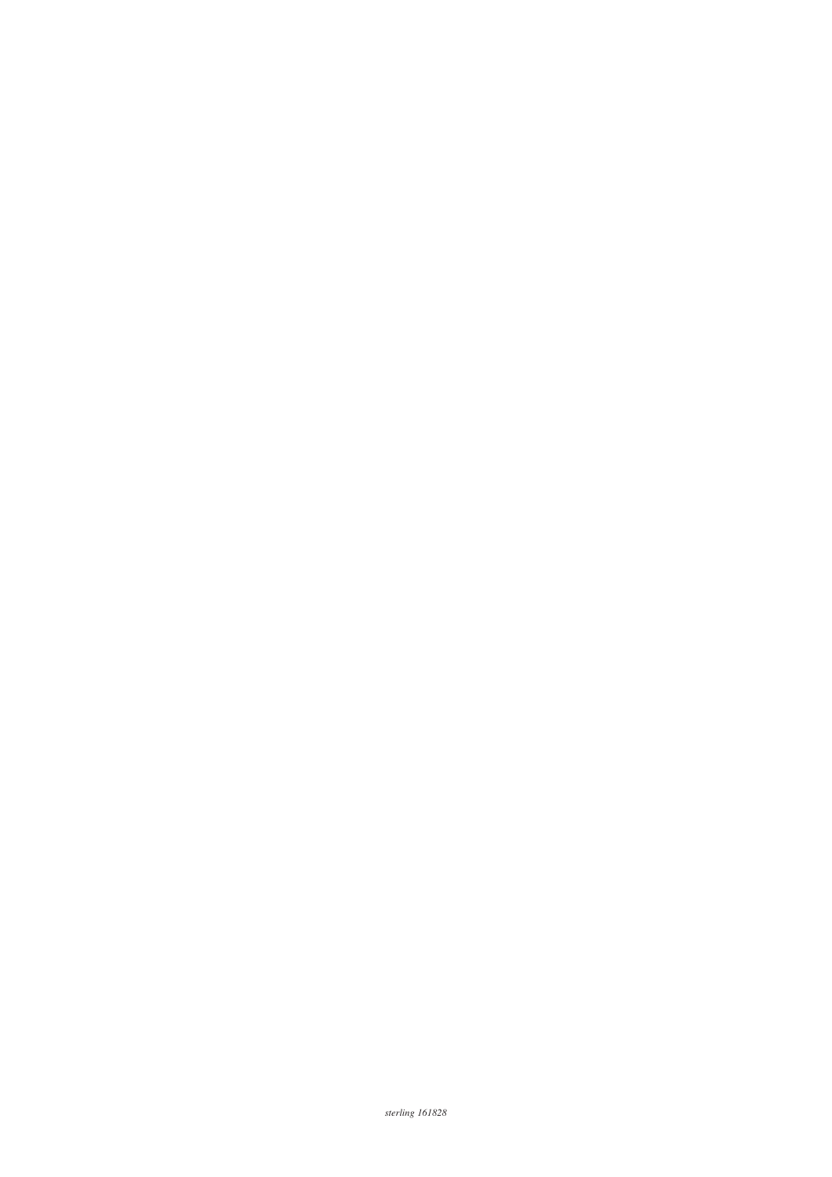*sterling 161828*